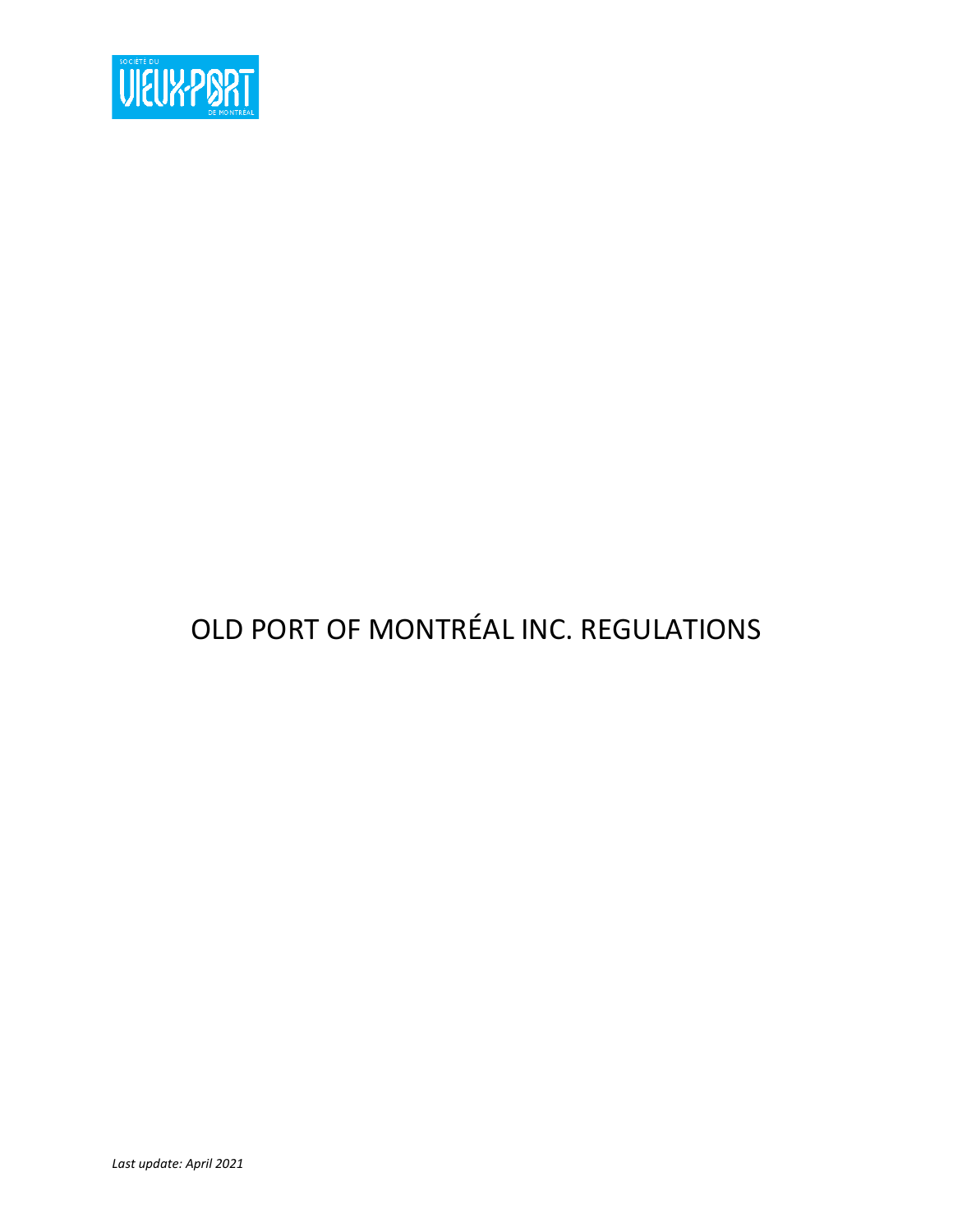# OLD PORT OF MONTRÉAL INC. REGULATIONS

*Last update: April 2021*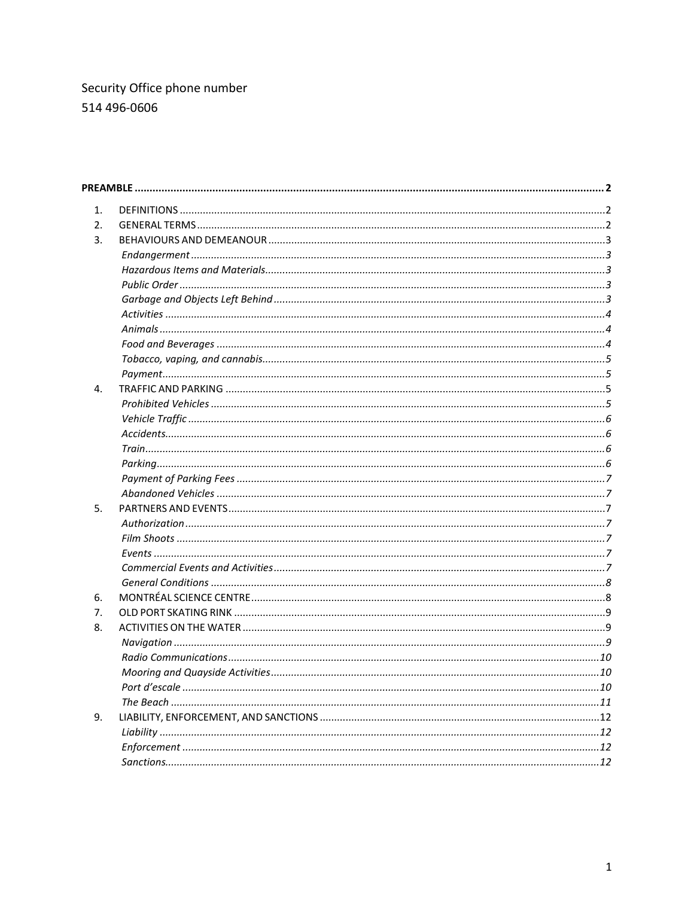Security Office phone number
514 496-0606

**PREAMBLE** ..... **2**

1. DEFINITIONS ..... 2
2. GENERAL TERMS ..... 2
3. BEHAVIOURS AND DEMEANOUR ..... 3
   - *Endangerment* ..... *3*
   - *Hazardous Items and Materials* ..... *3*
   - *Public Order* ..... *3*
   - *Garbage and Objects Left Behind* ..... *3*
   - *Activities* ..... *4*
   - *Animals* ..... *4*
   - *Food and Beverages* ..... *4*
   - *Tobacco, vaping, and cannabis* ..... *5*
   - *Payment* ..... *5*
4. TRAFFIC AND PARKING ..... 5
   - *Prohibited Vehicles* ..... *5*
   - *Vehicle Traffic* ..... *6*
   - *Accidents* ..... *6*
   - *Train* ..... *6*
   - *Parking* ..... *6*
   - *Payment of Parking Fees* ..... *7*
   - *Abandoned Vehicles* ..... *7*
5. PARTNERS AND EVENTS ..... 7
   - *Authorization* ..... *7*
   - *Film Shoots* ..... *7*
   - *Events* ..... *7*
   - *Commercial Events and Activities* ..... *7*
   - *General Conditions* ..... *8*
6. MONTRÉAL SCIENCE CENTRE ..... 8
7. OLD PORT SKATING RINK ..... 9
8. ACTIVITIES ON THE WATER ..... 9
   - *Navigation* ..... *9*
   - *Radio Communications* ..... *10*
   - *Mooring and Quayside Activities* ..... *10*
   - *Port d'escale* ..... *10*
   - *The Beach* ..... *11*
9. LIABILITY, ENFORCEMENT, AND SANCTIONS ..... 12
   - *Liability* ..... *12*
   - *Enforcement* ..... *12*
   - *Sanctions* ..... *12*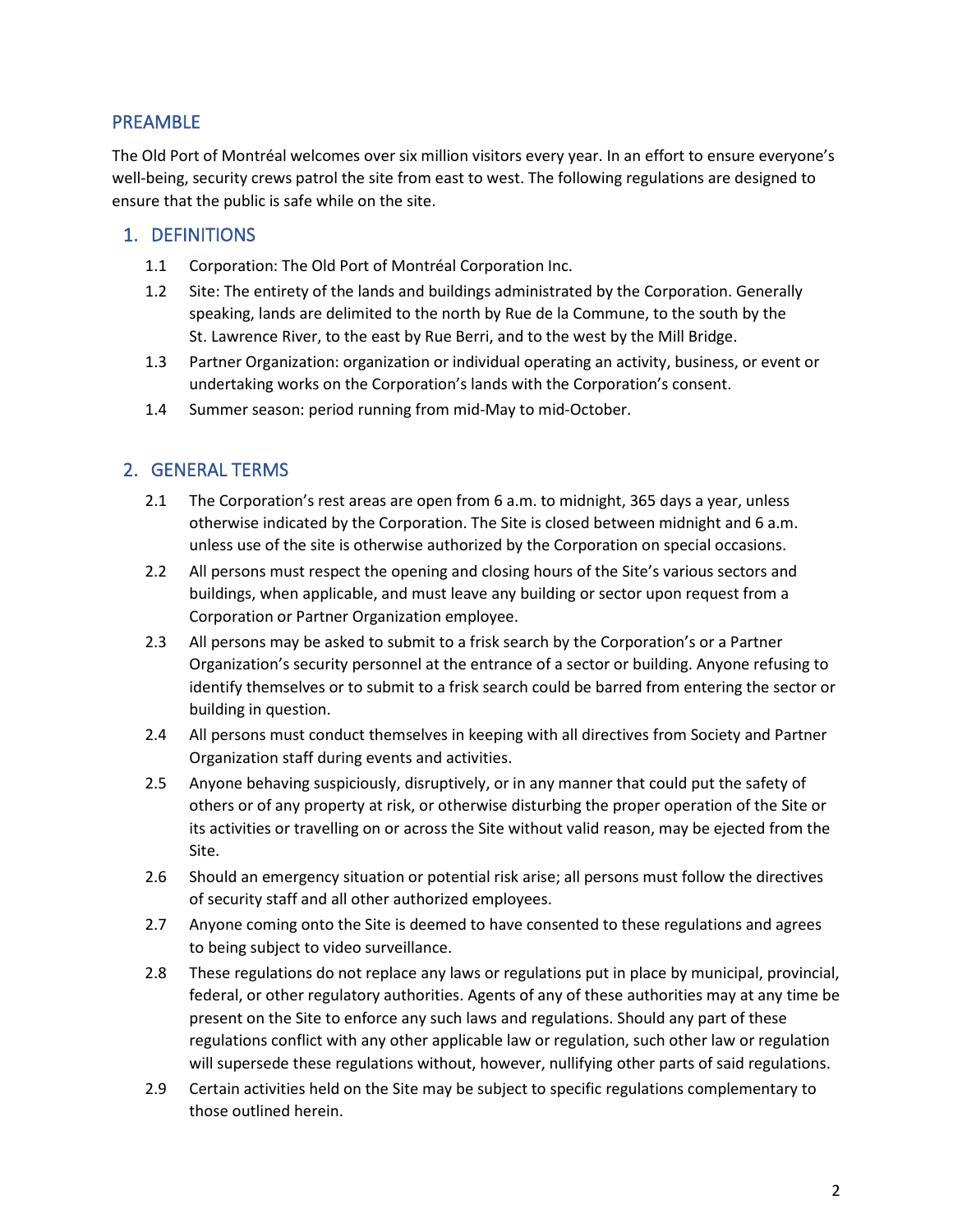## PREAMBLE

The Old Port of Montréal welcomes over six million visitors every year. In an effort to ensure everyone's well-being, security crews patrol the site from east to west. The following regulations are designed to ensure that the public is safe while on the site.

## 1. DEFINITIONS

1.1 Corporation: The Old Port of Montréal Corporation Inc.

1.2 Site: The entirety of the lands and buildings administrated by the Corporation. Generally speaking, lands are delimited to the north by Rue de la Commune, to the south by the St. Lawrence River, to the east by Rue Berri, and to the west by the Mill Bridge.

1.3 Partner Organization: organization or individual operating an activity, business, or event or undertaking works on the Corporation's lands with the Corporation's consent.

1.4 Summer season: period running from mid-May to mid-October.

## 2. GENERAL TERMS

2.1 The Corporation's rest areas are open from 6 a.m. to midnight, 365 days a year, unless otherwise indicated by the Corporation. The Site is closed between midnight and 6 a.m. unless use of the site is otherwise authorized by the Corporation on special occasions.

2.2 All persons must respect the opening and closing hours of the Site's various sectors and buildings, when applicable, and must leave any building or sector upon request from a Corporation or Partner Organization employee.

2.3 All persons may be asked to submit to a frisk search by the Corporation's or a Partner Organization's security personnel at the entrance of a sector or building. Anyone refusing to identify themselves or to submit to a frisk search could be barred from entering the sector or building in question.

2.4 All persons must conduct themselves in keeping with all directives from Society and Partner Organization staff during events and activities.

2.5 Anyone behaving suspiciously, disruptively, or in any manner that could put the safety of others or of any property at risk, or otherwise disturbing the proper operation of the Site or its activities or travelling on or across the Site without valid reason, may be ejected from the Site.

2.6 Should an emergency situation or potential risk arise; all persons must follow the directives of security staff and all other authorized employees.

2.7 Anyone coming onto the Site is deemed to have consented to these regulations and agrees to being subject to video surveillance.

2.8 These regulations do not replace any laws or regulations put in place by municipal, provincial, federal, or other regulatory authorities. Agents of any of these authorities may at any time be present on the Site to enforce any such laws and regulations. Should any part of these regulations conflict with any other applicable law or regulation, such other law or regulation will supersede these regulations without, however, nullifying other parts of said regulations.

2.9 Certain activities held on the Site may be subject to specific regulations complementary to those outlined herein.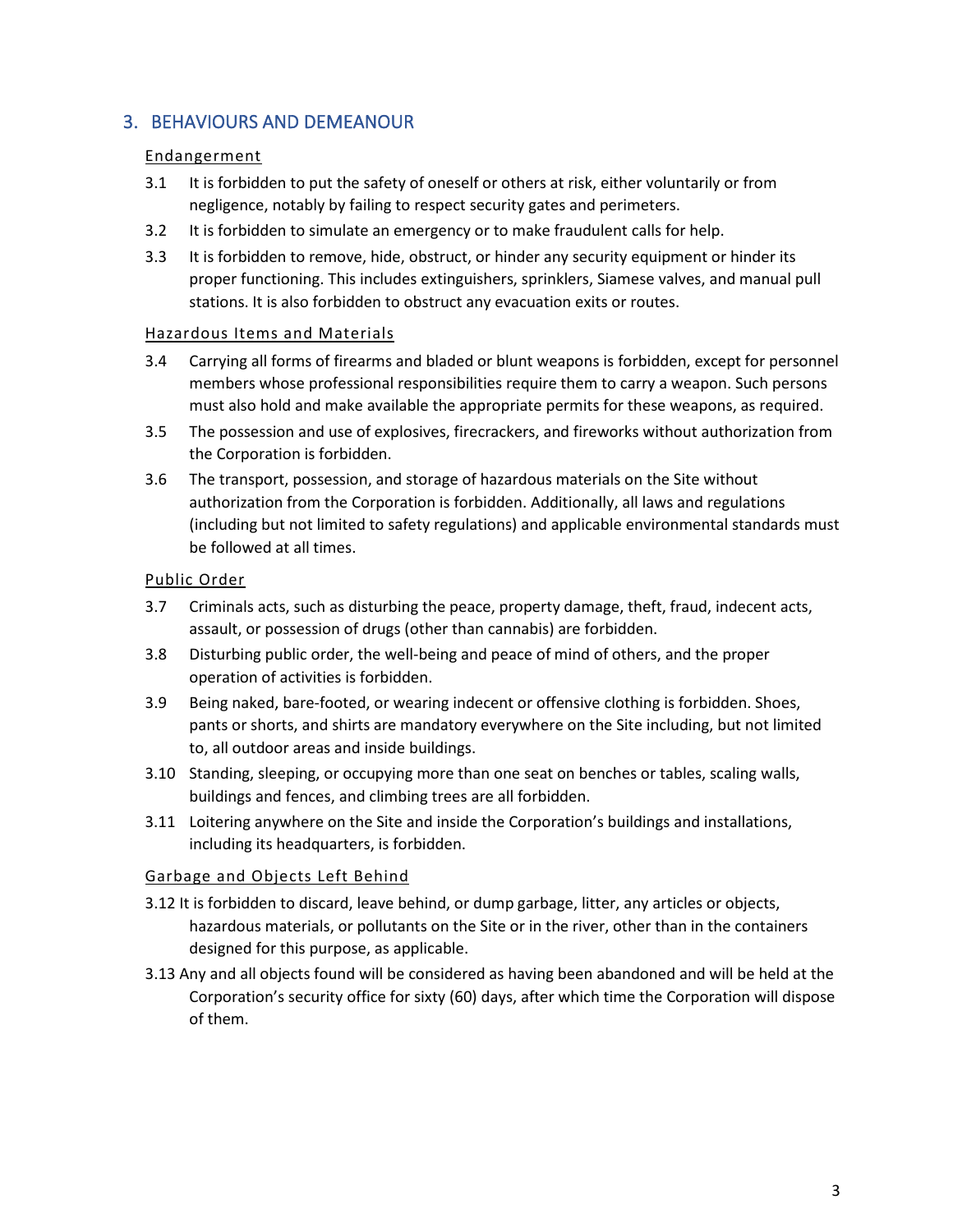## 3. BEHAVIOURS AND DEMEANOUR

Endangerment

3.1 It is forbidden to put the safety of oneself or others at risk, either voluntarily or from negligence, notably by failing to respect security gates and perimeters.

3.2 It is forbidden to simulate an emergency or to make fraudulent calls for help.

3.3 It is forbidden to remove, hide, obstruct, or hinder any security equipment or hinder its proper functioning. This includes extinguishers, sprinklers, Siamese valves, and manual pull stations. It is also forbidden to obstruct any evacuation exits or routes.

Hazardous Items and Materials

3.4 Carrying all forms of firearms and bladed or blunt weapons is forbidden, except for personnel members whose professional responsibilities require them to carry a weapon. Such persons must also hold and make available the appropriate permits for these weapons, as required.

3.5 The possession and use of explosives, firecrackers, and fireworks without authorization from the Corporation is forbidden.

3.6 The transport, possession, and storage of hazardous materials on the Site without authorization from the Corporation is forbidden. Additionally, all laws and regulations (including but not limited to safety regulations) and applicable environmental standards must be followed at all times.

Public Order

3.7 Criminals acts, such as disturbing the peace, property damage, theft, fraud, indecent acts, assault, or possession of drugs (other than cannabis) are forbidden.

3.8 Disturbing public order, the well-being and peace of mind of others, and the proper operation of activities is forbidden.

3.9 Being naked, bare-footed, or wearing indecent or offensive clothing is forbidden. Shoes, pants or shorts, and shirts are mandatory everywhere on the Site including, but not limited to, all outdoor areas and inside buildings.

3.10 Standing, sleeping, or occupying more than one seat on benches or tables, scaling walls, buildings and fences, and climbing trees are all forbidden.

3.11 Loitering anywhere on the Site and inside the Corporation's buildings and installations, including its headquarters, is forbidden.

Garbage and Objects Left Behind

3.12 It is forbidden to discard, leave behind, or dump garbage, litter, any articles or objects, hazardous materials, or pollutants on the Site or in the river, other than in the containers designed for this purpose, as applicable.

3.13 Any and all objects found will be considered as having been abandoned and will be held at the Corporation's security office for sixty (60) days, after which time the Corporation will dispose of them.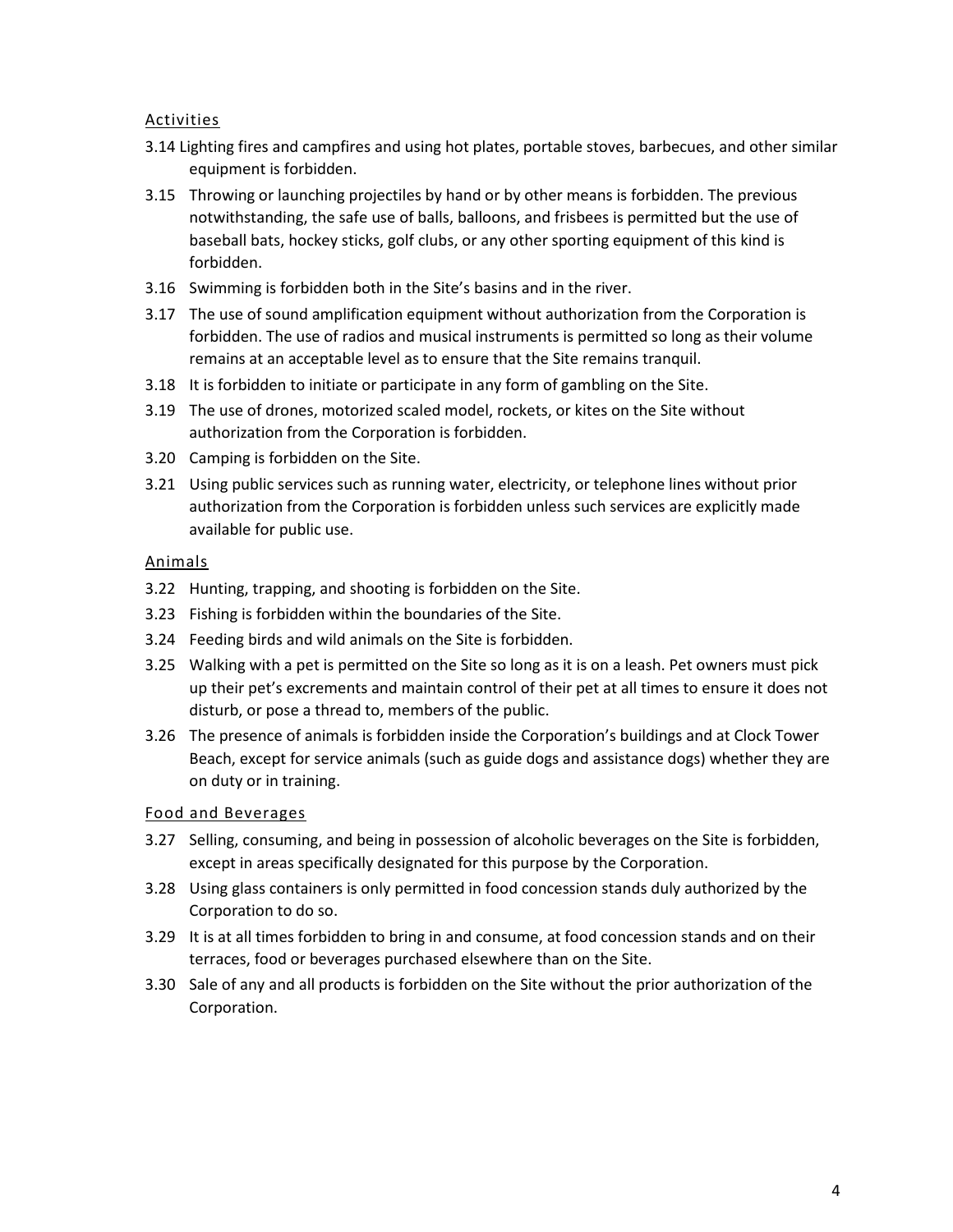### Activities

3.14 Lighting fires and campfires and using hot plates, portable stoves, barbecues, and other similar equipment is forbidden.

3.15 Throwing or launching projectiles by hand or by other means is forbidden. The previous notwithstanding, the safe use of balls, balloons, and frisbees is permitted but the use of baseball bats, hockey sticks, golf clubs, or any other sporting equipment of this kind is forbidden.

3.16 Swimming is forbidden both in the Site's basins and in the river.

3.17 The use of sound amplification equipment without authorization from the Corporation is forbidden. The use of radios and musical instruments is permitted so long as their volume remains at an acceptable level as to ensure that the Site remains tranquil.

3.18 It is forbidden to initiate or participate in any form of gambling on the Site.

3.19 The use of drones, motorized scaled model, rockets, or kites on the Site without authorization from the Corporation is forbidden.

3.20 Camping is forbidden on the Site.

3.21 Using public services such as running water, electricity, or telephone lines without prior authorization from the Corporation is forbidden unless such services are explicitly made available for public use.

### Animals

3.22 Hunting, trapping, and shooting is forbidden on the Site.

3.23 Fishing is forbidden within the boundaries of the Site.

3.24 Feeding birds and wild animals on the Site is forbidden.

3.25 Walking with a pet is permitted on the Site so long as it is on a leash. Pet owners must pick up their pet's excrements and maintain control of their pet at all times to ensure it does not disturb, or pose a thread to, members of the public.

3.26 The presence of animals is forbidden inside the Corporation's buildings and at Clock Tower Beach, except for service animals (such as guide dogs and assistance dogs) whether they are on duty or in training.

### Food and Beverages

3.27 Selling, consuming, and being in possession of alcoholic beverages on the Site is forbidden, except in areas specifically designated for this purpose by the Corporation.

3.28 Using glass containers is only permitted in food concession stands duly authorized by the Corporation to do so.

3.29 It is at all times forbidden to bring in and consume, at food concession stands and on their terraces, food or beverages purchased elsewhere than on the Site.

3.30 Sale of any and all products is forbidden on the Site without the prior authorization of the Corporation.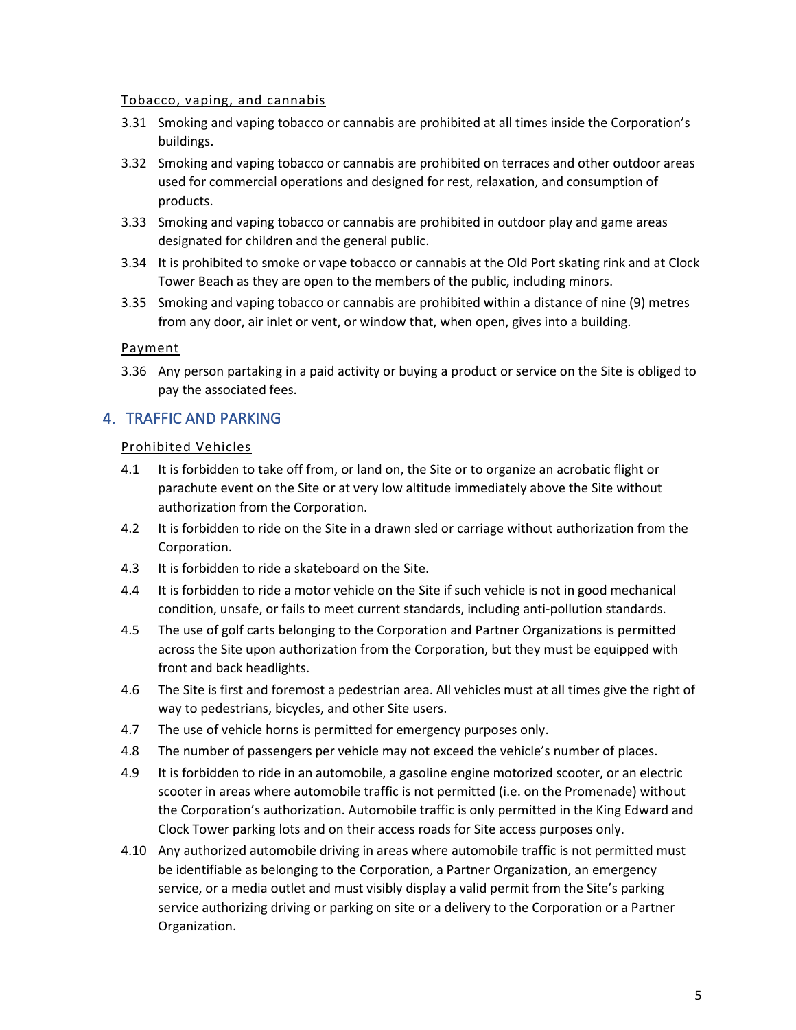Tobacco, vaping, and cannabis

3.31 Smoking and vaping tobacco or cannabis are prohibited at all times inside the Corporation's buildings.

3.32 Smoking and vaping tobacco or cannabis are prohibited on terraces and other outdoor areas used for commercial operations and designed for rest, relaxation, and consumption of products.

3.33 Smoking and vaping tobacco or cannabis are prohibited in outdoor play and game areas designated for children and the general public.

3.34 It is prohibited to smoke or vape tobacco or cannabis at the Old Port skating rink and at Clock Tower Beach as they are open to the members of the public, including minors.

3.35 Smoking and vaping tobacco or cannabis are prohibited within a distance of nine (9) metres from any door, air inlet or vent, or window that, when open, gives into a building.

Payment

3.36 Any person partaking in a paid activity or buying a product or service on the Site is obliged to pay the associated fees.

## 4. TRAFFIC AND PARKING

Prohibited Vehicles

4.1 It is forbidden to take off from, or land on, the Site or to organize an acrobatic flight or parachute event on the Site or at very low altitude immediately above the Site without authorization from the Corporation.

4.2 It is forbidden to ride on the Site in a drawn sled or carriage without authorization from the Corporation.

4.3 It is forbidden to ride a skateboard on the Site.

4.4 It is forbidden to ride a motor vehicle on the Site if such vehicle is not in good mechanical condition, unsafe, or fails to meet current standards, including anti-pollution standards.

4.5 The use of golf carts belonging to the Corporation and Partner Organizations is permitted across the Site upon authorization from the Corporation, but they must be equipped with front and back headlights.

4.6 The Site is first and foremost a pedestrian area. All vehicles must at all times give the right of way to pedestrians, bicycles, and other Site users.

4.7 The use of vehicle horns is permitted for emergency purposes only.

4.8 The number of passengers per vehicle may not exceed the vehicle's number of places.

4.9 It is forbidden to ride in an automobile, a gasoline engine motorized scooter, or an electric scooter in areas where automobile traffic is not permitted (i.e. on the Promenade) without the Corporation's authorization. Automobile traffic is only permitted in the King Edward and Clock Tower parking lots and on their access roads for Site access purposes only.

4.10 Any authorized automobile driving in areas where automobile traffic is not permitted must be identifiable as belonging to the Corporation, a Partner Organization, an emergency service, or a media outlet and must visibly display a valid permit from the Site's parking service authorizing driving or parking on site or a delivery to the Corporation or a Partner Organization.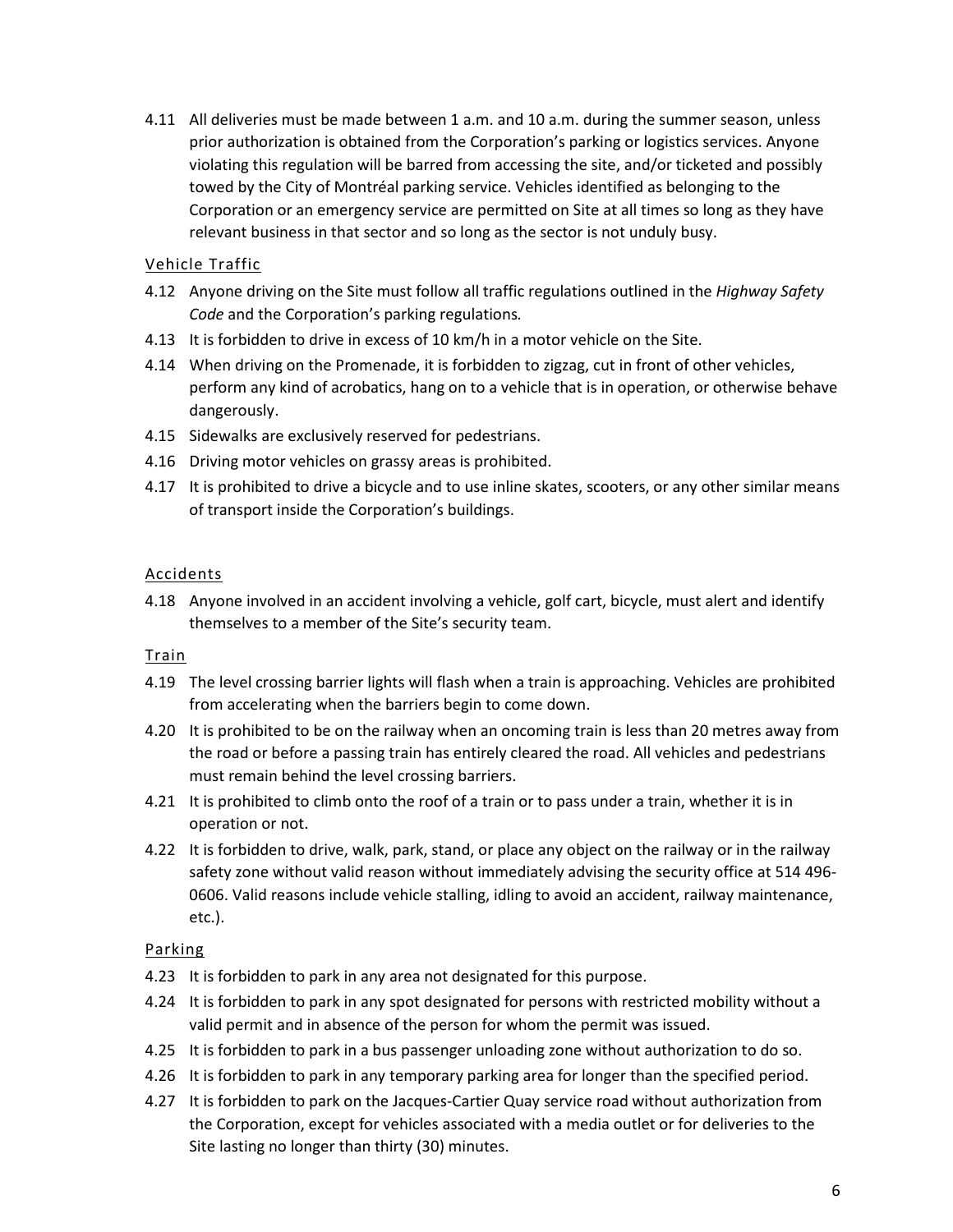4.11 All deliveries must be made between 1 a.m. and 10 a.m. during the summer season, unless prior authorization is obtained from the Corporation's parking or logistics services. Anyone violating this regulation will be barred from accessing the site, and/or ticketed and possibly towed by the City of Montréal parking service. Vehicles identified as belonging to the Corporation or an emergency service are permitted on Site at all times so long as they have relevant business in that sector and so long as the sector is not unduly busy.

### Vehicle Traffic

4.12 Anyone driving on the Site must follow all traffic regulations outlined in the *Highway Safety Code* and the Corporation's parking regulations*.*

4.13 It is forbidden to drive in excess of 10 km/h in a motor vehicle on the Site.

4.14 When driving on the Promenade, it is forbidden to zigzag, cut in front of other vehicles, perform any kind of acrobatics, hang on to a vehicle that is in operation, or otherwise behave dangerously.

4.15 Sidewalks are exclusively reserved for pedestrians.

4.16 Driving motor vehicles on grassy areas is prohibited.

4.17 It is prohibited to drive a bicycle and to use inline skates, scooters, or any other similar means of transport inside the Corporation's buildings.

### Accidents

4.18 Anyone involved in an accident involving a vehicle, golf cart, bicycle, must alert and identify themselves to a member of the Site's security team.

### Train

4.19 The level crossing barrier lights will flash when a train is approaching. Vehicles are prohibited from accelerating when the barriers begin to come down.

4.20 It is prohibited to be on the railway when an oncoming train is less than 20 metres away from the road or before a passing train has entirely cleared the road. All vehicles and pedestrians must remain behind the level crossing barriers.

4.21 It is prohibited to climb onto the roof of a train or to pass under a train, whether it is in operation or not.

4.22 It is forbidden to drive, walk, park, stand, or place any object on the railway or in the railway safety zone without valid reason without immediately advising the security office at 514 496-0606. Valid reasons include vehicle stalling, idling to avoid an accident, railway maintenance, etc.).

### Parking

4.23 It is forbidden to park in any area not designated for this purpose.

4.24 It is forbidden to park in any spot designated for persons with restricted mobility without a valid permit and in absence of the person for whom the permit was issued.

4.25 It is forbidden to park in a bus passenger unloading zone without authorization to do so.

4.26 It is forbidden to park in any temporary parking area for longer than the specified period.

4.27 It is forbidden to park on the Jacques-Cartier Quay service road without authorization from the Corporation, except for vehicles associated with a media outlet or for deliveries to the Site lasting no longer than thirty (30) minutes.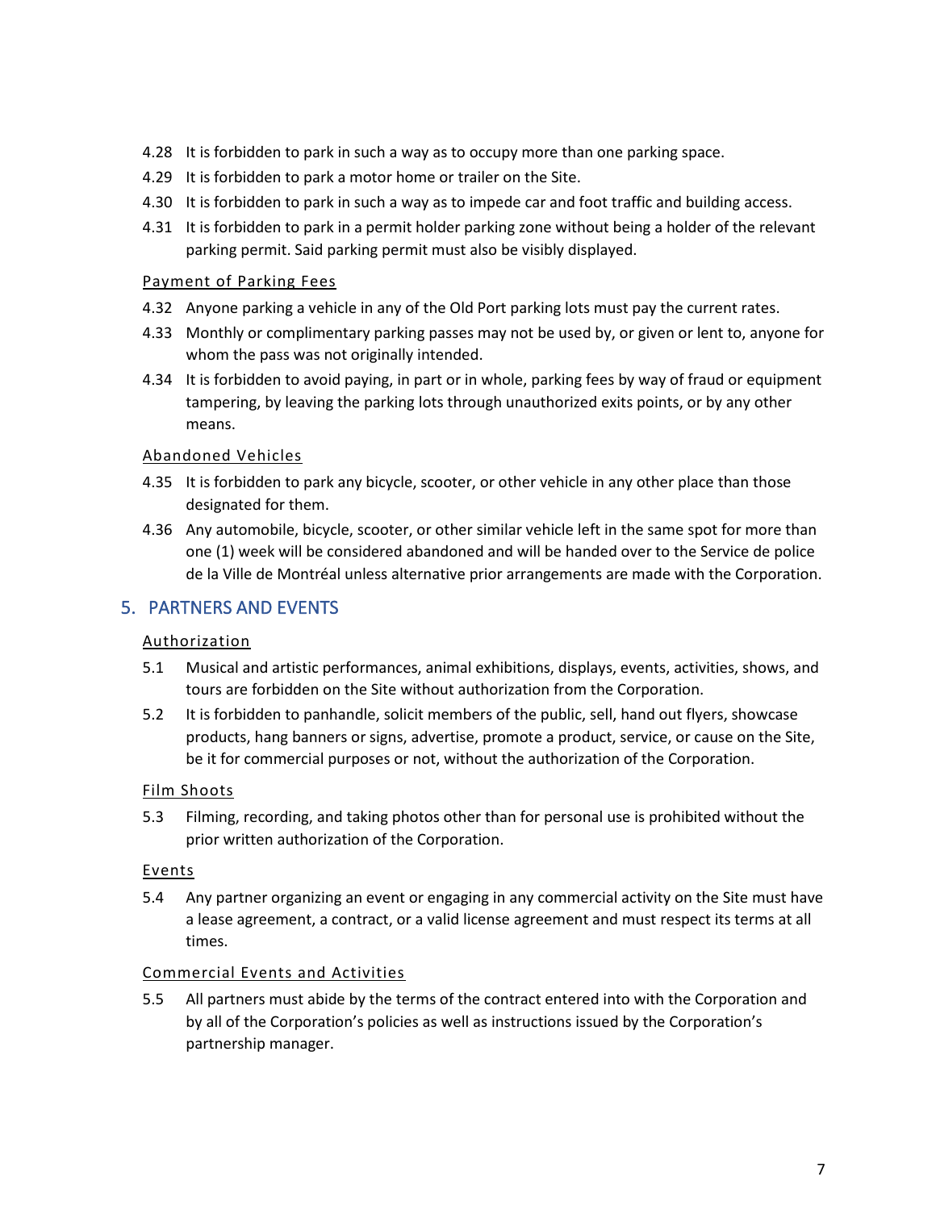4.28 It is forbidden to park in such a way as to occupy more than one parking space.

4.29 It is forbidden to park a motor home or trailer on the Site.

4.30 It is forbidden to park in such a way as to impede car and foot traffic and building access.

4.31 It is forbidden to park in a permit holder parking zone without being a holder of the relevant parking permit. Said parking permit must also be visibly displayed.

<u>Payment of Parking Fees</u>

4.32 Anyone parking a vehicle in any of the Old Port parking lots must pay the current rates.

4.33 Monthly or complimentary parking passes may not be used by, or given or lent to, anyone for whom the pass was not originally intended.

4.34 It is forbidden to avoid paying, in part or in whole, parking fees by way of fraud or equipment tampering, by leaving the parking lots through unauthorized exits points, or by any other means.

<u>Abandoned Vehicles</u>

4.35 It is forbidden to park any bicycle, scooter, or other vehicle in any other place than those designated for them.

4.36 Any automobile, bicycle, scooter, or other similar vehicle left in the same spot for more than one (1) week will be considered abandoned and will be handed over to the Service de police de la Ville de Montréal unless alternative prior arrangements are made with the Corporation.

## 5. PARTNERS AND EVENTS

<u>Authorization</u>

5.1 Musical and artistic performances, animal exhibitions, displays, events, activities, shows, and tours are forbidden on the Site without authorization from the Corporation.

5.2 It is forbidden to panhandle, solicit members of the public, sell, hand out flyers, showcase products, hang banners or signs, advertise, promote a product, service, or cause on the Site, be it for commercial purposes or not, without the authorization of the Corporation.

<u>Film Shoots</u>

5.3 Filming, recording, and taking photos other than for personal use is prohibited without the prior written authorization of the Corporation.

<u>Events</u>

5.4 Any partner organizing an event or engaging in any commercial activity on the Site must have a lease agreement, a contract, or a valid license agreement and must respect its terms at all times.

<u>Commercial Events and Activities</u>

5.5 All partners must abide by the terms of the contract entered into with the Corporation and by all of the Corporation's policies as well as instructions issued by the Corporation's partnership manager.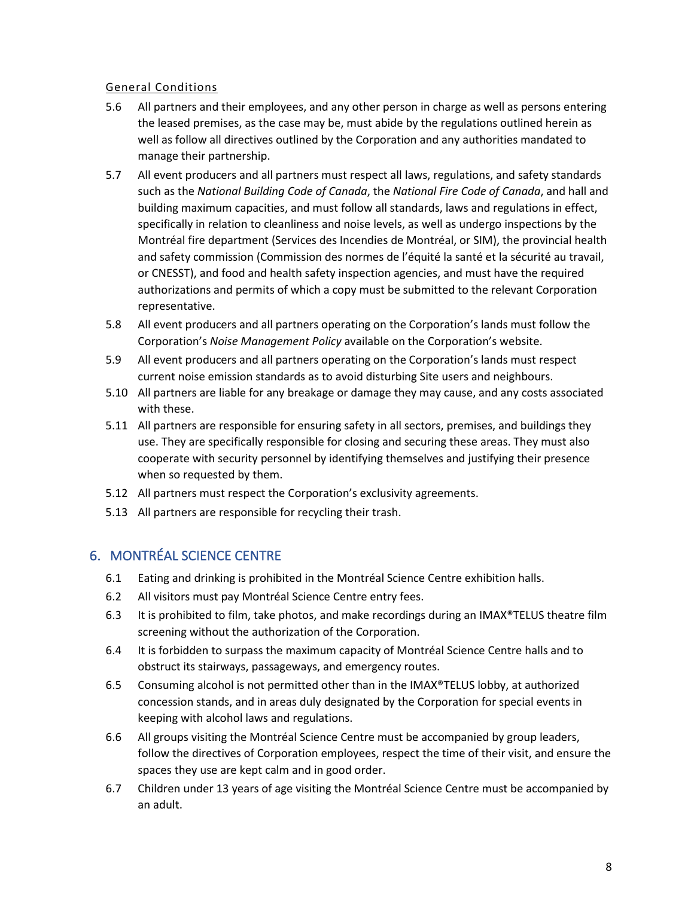General Conditions

5.6 All partners and their employees, and any other person in charge as well as persons entering the leased premises, as the case may be, must abide by the regulations outlined herein as well as follow all directives outlined by the Corporation and any authorities mandated to manage their partnership.

5.7 All event producers and all partners must respect all laws, regulations, and safety standards such as the *National Building Code of Canada*, the *National Fire Code of Canada*, and hall and building maximum capacities, and must follow all standards, laws and regulations in effect, specifically in relation to cleanliness and noise levels, as well as undergo inspections by the Montréal fire department (Services des Incendies de Montréal, or SIM), the provincial health and safety commission (Commission des normes de l'équité la santé et la sécurité au travail, or CNESST), and food and health safety inspection agencies, and must have the required authorizations and permits of which a copy must be submitted to the relevant Corporation representative.

5.8 All event producers and all partners operating on the Corporation's lands must follow the Corporation's *Noise Management Policy* available on the Corporation's website.

5.9 All event producers and all partners operating on the Corporation's lands must respect current noise emission standards as to avoid disturbing Site users and neighbours.

5.10 All partners are liable for any breakage or damage they may cause, and any costs associated with these.

5.11 All partners are responsible for ensuring safety in all sectors, premises, and buildings they use. They are specifically responsible for closing and securing these areas. They must also cooperate with security personnel by identifying themselves and justifying their presence when so requested by them.

5.12 All partners must respect the Corporation's exclusivity agreements.

5.13 All partners are responsible for recycling their trash.

## 6. MONTRÉAL SCIENCE CENTRE

6.1 Eating and drinking is prohibited in the Montréal Science Centre exhibition halls.

6.2 All visitors must pay Montréal Science Centre entry fees.

6.3 It is prohibited to film, take photos, and make recordings during an IMAX®TELUS theatre film screening without the authorization of the Corporation.

6.4 It is forbidden to surpass the maximum capacity of Montréal Science Centre halls and to obstruct its stairways, passageways, and emergency routes.

6.5 Consuming alcohol is not permitted other than in the IMAX®TELUS lobby, at authorized concession stands, and in areas duly designated by the Corporation for special events in keeping with alcohol laws and regulations.

6.6 All groups visiting the Montréal Science Centre must be accompanied by group leaders, follow the directives of Corporation employees, respect the time of their visit, and ensure the spaces they use are kept calm and in good order.

6.7 Children under 13 years of age visiting the Montréal Science Centre must be accompanied by an adult.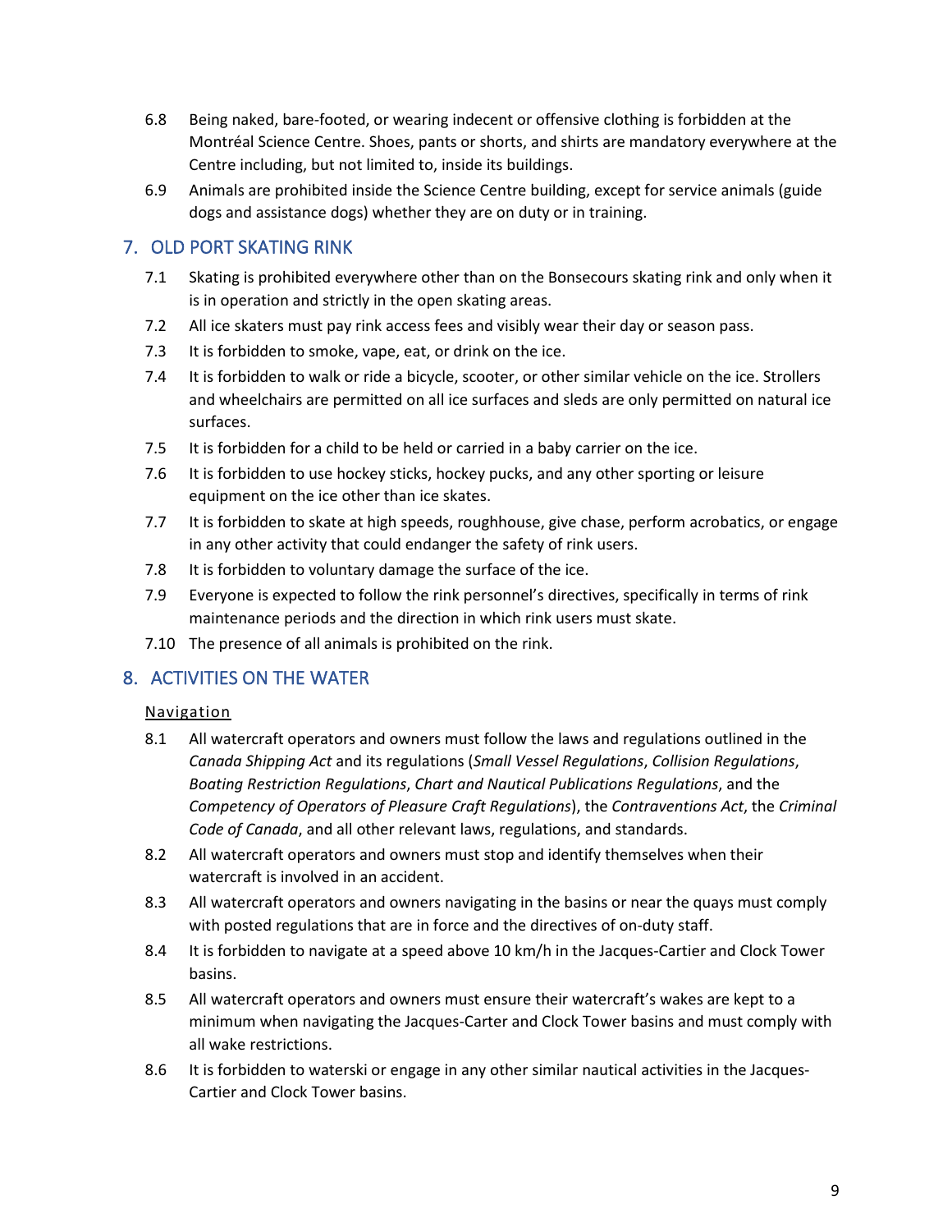6.8 Being naked, bare-footed, or wearing indecent or offensive clothing is forbidden at the Montréal Science Centre. Shoes, pants or shorts, and shirts are mandatory everywhere at the Centre including, but not limited to, inside its buildings.

6.9 Animals are prohibited inside the Science Centre building, except for service animals (guide dogs and assistance dogs) whether they are on duty or in training.

## 7. OLD PORT SKATING RINK

7.1 Skating is prohibited everywhere other than on the Bonsecours skating rink and only when it is in operation and strictly in the open skating areas.

7.2 All ice skaters must pay rink access fees and visibly wear their day or season pass.

7.3 It is forbidden to smoke, vape, eat, or drink on the ice.

7.4 It is forbidden to walk or ride a bicycle, scooter, or other similar vehicle on the ice. Strollers and wheelchairs are permitted on all ice surfaces and sleds are only permitted on natural ice surfaces.

7.5 It is forbidden for a child to be held or carried in a baby carrier on the ice.

7.6 It is forbidden to use hockey sticks, hockey pucks, and any other sporting or leisure equipment on the ice other than ice skates.

7.7 It is forbidden to skate at high speeds, roughhouse, give chase, perform acrobatics, or engage in any other activity that could endanger the safety of rink users.

7.8 It is forbidden to voluntary damage the surface of the ice.

7.9 Everyone is expected to follow the rink personnel's directives, specifically in terms of rink maintenance periods and the direction in which rink users must skate.

7.10 The presence of all animals is prohibited on the rink.

## 8. ACTIVITIES ON THE WATER

### Navigation

8.1 All watercraft operators and owners must follow the laws and regulations outlined in the *Canada Shipping Act* and its regulations (*Small Vessel Regulations*, *Collision Regulations*, *Boating Restriction Regulations*, *Chart and Nautical Publications Regulations*, and the *Competency of Operators of Pleasure Craft Regulations*), the *Contraventions Act*, the *Criminal Code of Canada*, and all other relevant laws, regulations, and standards.

8.2 All watercraft operators and owners must stop and identify themselves when their watercraft is involved in an accident.

8.3 All watercraft operators and owners navigating in the basins or near the quays must comply with posted regulations that are in force and the directives of on-duty staff.

8.4 It is forbidden to navigate at a speed above 10 km/h in the Jacques-Cartier and Clock Tower basins.

8.5 All watercraft operators and owners must ensure their watercraft's wakes are kept to a minimum when navigating the Jacques-Carter and Clock Tower basins and must comply with all wake restrictions.

8.6 It is forbidden to waterski or engage in any other similar nautical activities in the Jacques-Cartier and Clock Tower basins.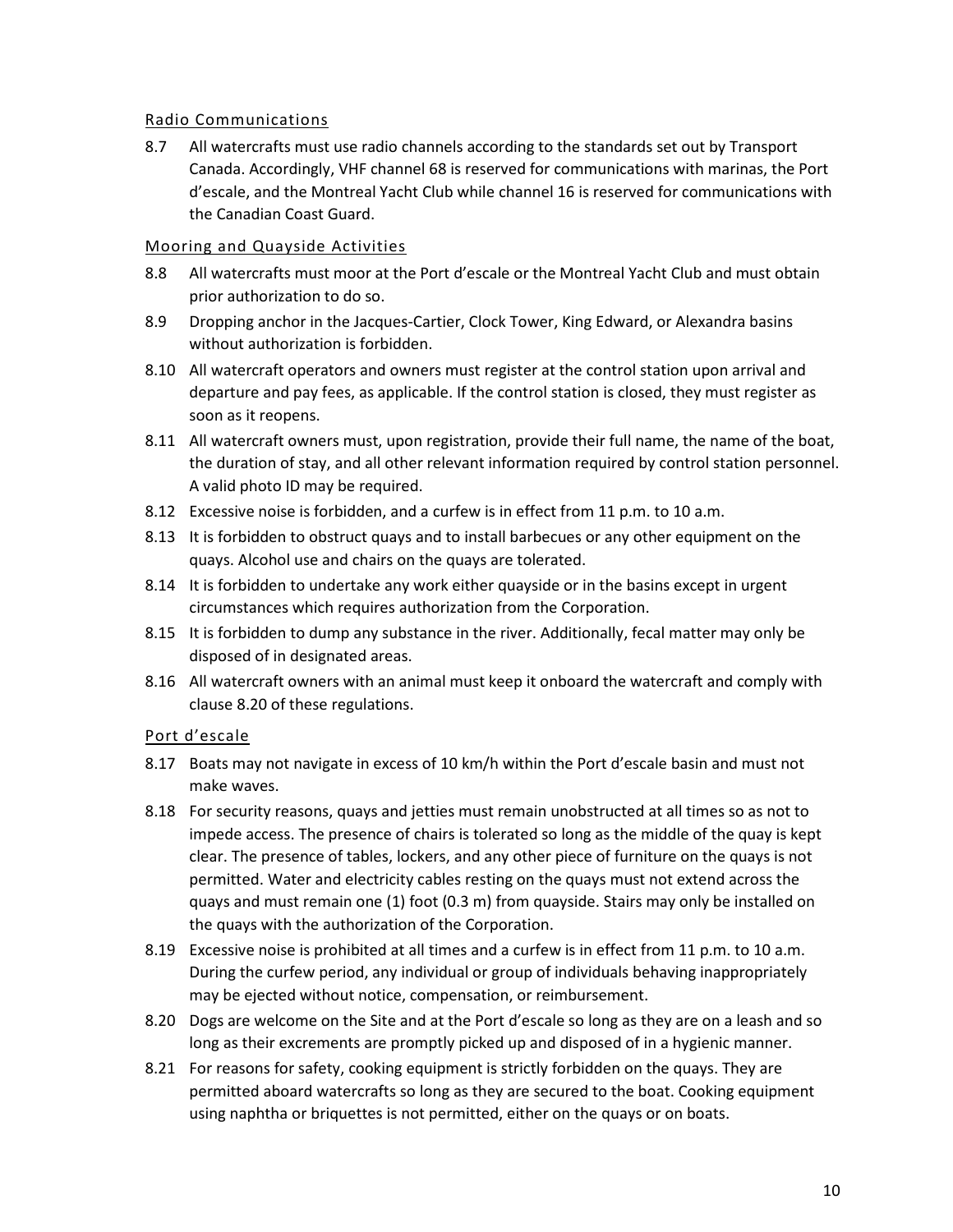### Radio Communications

8.7 All watercrafts must use radio channels according to the standards set out by Transport Canada. Accordingly, VHF channel 68 is reserved for communications with marinas, the Port d'escale, and the Montreal Yacht Club while channel 16 is reserved for communications with the Canadian Coast Guard.

### Mooring and Quayside Activities

8.8 All watercrafts must moor at the Port d'escale or the Montreal Yacht Club and must obtain prior authorization to do so.

8.9 Dropping anchor in the Jacques-Cartier, Clock Tower, King Edward, or Alexandra basins without authorization is forbidden.

8.10 All watercraft operators and owners must register at the control station upon arrival and departure and pay fees, as applicable. If the control station is closed, they must register as soon as it reopens.

8.11 All watercraft owners must, upon registration, provide their full name, the name of the boat, the duration of stay, and all other relevant information required by control station personnel. A valid photo ID may be required.

8.12 Excessive noise is forbidden, and a curfew is in effect from 11 p.m. to 10 a.m.

8.13 It is forbidden to obstruct quays and to install barbecues or any other equipment on the quays. Alcohol use and chairs on the quays are tolerated.

8.14 It is forbidden to undertake any work either quayside or in the basins except in urgent circumstances which requires authorization from the Corporation.

8.15 It is forbidden to dump any substance in the river. Additionally, fecal matter may only be disposed of in designated areas.

8.16 All watercraft owners with an animal must keep it onboard the watercraft and comply with clause 8.20 of these regulations.

### Port d'escale

8.17 Boats may not navigate in excess of 10 km/h within the Port d'escale basin and must not make waves.

8.18 For security reasons, quays and jetties must remain unobstructed at all times so as not to impede access. The presence of chairs is tolerated so long as the middle of the quay is kept clear. The presence of tables, lockers, and any other piece of furniture on the quays is not permitted. Water and electricity cables resting on the quays must not extend across the quays and must remain one (1) foot (0.3 m) from quayside. Stairs may only be installed on the quays with the authorization of the Corporation.

8.19 Excessive noise is prohibited at all times and a curfew is in effect from 11 p.m. to 10 a.m. During the curfew period, any individual or group of individuals behaving inappropriately may be ejected without notice, compensation, or reimbursement.

8.20 Dogs are welcome on the Site and at the Port d'escale so long as they are on a leash and so long as their excrements are promptly picked up and disposed of in a hygienic manner.

8.21 For reasons for safety, cooking equipment is strictly forbidden on the quays. They are permitted aboard watercrafts so long as they are secured to the boat. Cooking equipment using naphtha or briquettes is not permitted, either on the quays or on boats.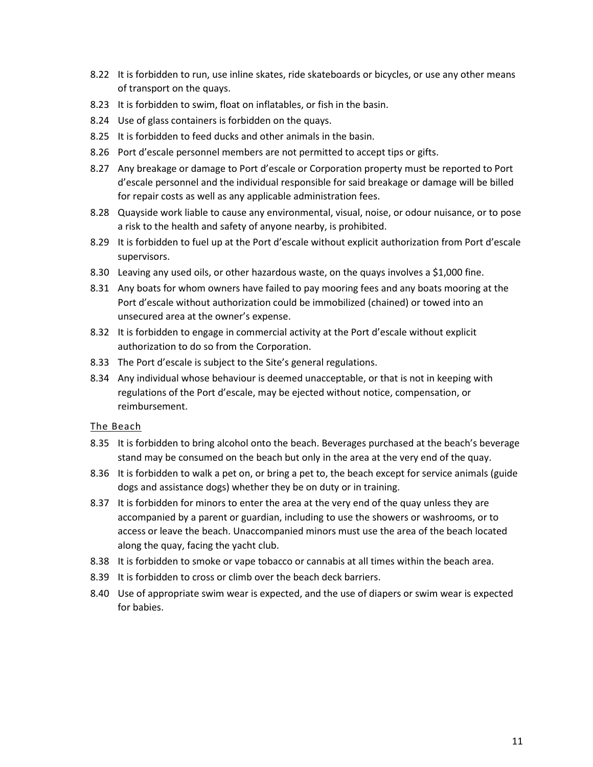8.22 It is forbidden to run, use inline skates, ride skateboards or bicycles, or use any other means of transport on the quays.

8.23 It is forbidden to swim, float on inflatables, or fish in the basin.

8.24 Use of glass containers is forbidden on the quays.

8.25 It is forbidden to feed ducks and other animals in the basin.

8.26 Port d'escale personnel members are not permitted to accept tips or gifts.

8.27 Any breakage or damage to Port d'escale or Corporation property must be reported to Port d'escale personnel and the individual responsible for said breakage or damage will be billed for repair costs as well as any applicable administration fees.

8.28 Quayside work liable to cause any environmental, visual, noise, or odour nuisance, or to pose a risk to the health and safety of anyone nearby, is prohibited.

8.29 It is forbidden to fuel up at the Port d'escale without explicit authorization from Port d'escale supervisors.

8.30 Leaving any used oils, or other hazardous waste, on the quays involves a $1,000 fine.

8.31 Any boats for whom owners have failed to pay mooring fees and any boats mooring at the Port d'escale without authorization could be immobilized (chained) or towed into an unsecured area at the owner's expense.

8.32 It is forbidden to engage in commercial activity at the Port d'escale without explicit authorization to do so from the Corporation.

8.33 The Port d'escale is subject to the Site's general regulations.

8.34 Any individual whose behaviour is deemed unacceptable, or that is not in keeping with regulations of the Port d'escale, may be ejected without notice, compensation, or reimbursement.

### The Beach

8.35 It is forbidden to bring alcohol onto the beach. Beverages purchased at the beach's beverage stand may be consumed on the beach but only in the area at the very end of the quay.

8.36 It is forbidden to walk a pet on, or bring a pet to, the beach except for service animals (guide dogs and assistance dogs) whether they be on duty or in training.

8.37 It is forbidden for minors to enter the area at the very end of the quay unless they are accompanied by a parent or guardian, including to use the showers or washrooms, or to access or leave the beach. Unaccompanied minors must use the area of the beach located along the quay, facing the yacht club.

8.38 It is forbidden to smoke or vape tobacco or cannabis at all times within the beach area.

8.39 It is forbidden to cross or climb over the beach deck barriers.

8.40 Use of appropriate swim wear is expected, and the use of diapers or swim wear is expected for babies.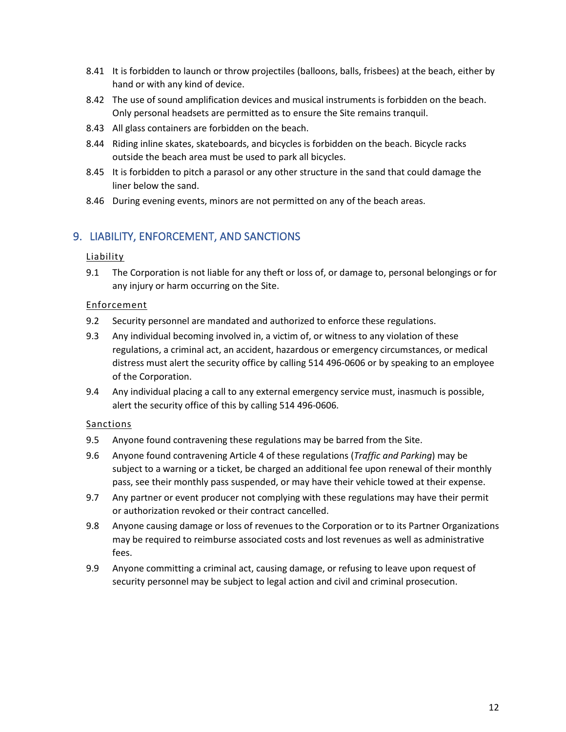8.41 It is forbidden to launch or throw projectiles (balloons, balls, frisbees) at the beach, either by hand or with any kind of device.

8.42 The use of sound amplification devices and musical instruments is forbidden on the beach. Only personal headsets are permitted as to ensure the Site remains tranquil.

8.43 All glass containers are forbidden on the beach.

8.44 Riding inline skates, skateboards, and bicycles is forbidden on the beach. Bicycle racks outside the beach area must be used to park all bicycles.

8.45 It is forbidden to pitch a parasol or any other structure in the sand that could damage the liner below the sand.

8.46 During evening events, minors are not permitted on any of the beach areas.

## 9. LIABILITY, ENFORCEMENT, AND SANCTIONS

### Liability

9.1 The Corporation is not liable for any theft or loss of, or damage to, personal belongings or for any injury or harm occurring on the Site.

### Enforcement

9.2 Security personnel are mandated and authorized to enforce these regulations.

9.3 Any individual becoming involved in, a victim of, or witness to any violation of these regulations, a criminal act, an accident, hazardous or emergency circumstances, or medical distress must alert the security office by calling 514 496-0606 or by speaking to an employee of the Corporation.

9.4 Any individual placing a call to any external emergency service must, inasmuch is possible, alert the security office of this by calling 514 496-0606.

### Sanctions

9.5 Anyone found contravening these regulations may be barred from the Site.

9.6 Anyone found contravening Article 4 of these regulations (*Traffic and Parking*) may be subject to a warning or a ticket, be charged an additional fee upon renewal of their monthly pass, see their monthly pass suspended, or may have their vehicle towed at their expense.

9.7 Any partner or event producer not complying with these regulations may have their permit or authorization revoked or their contract cancelled.

9.8 Anyone causing damage or loss of revenues to the Corporation or to its Partner Organizations may be required to reimburse associated costs and lost revenues as well as administrative fees.

9.9 Anyone committing a criminal act, causing damage, or refusing to leave upon request of security personnel may be subject to legal action and civil and criminal prosecution.